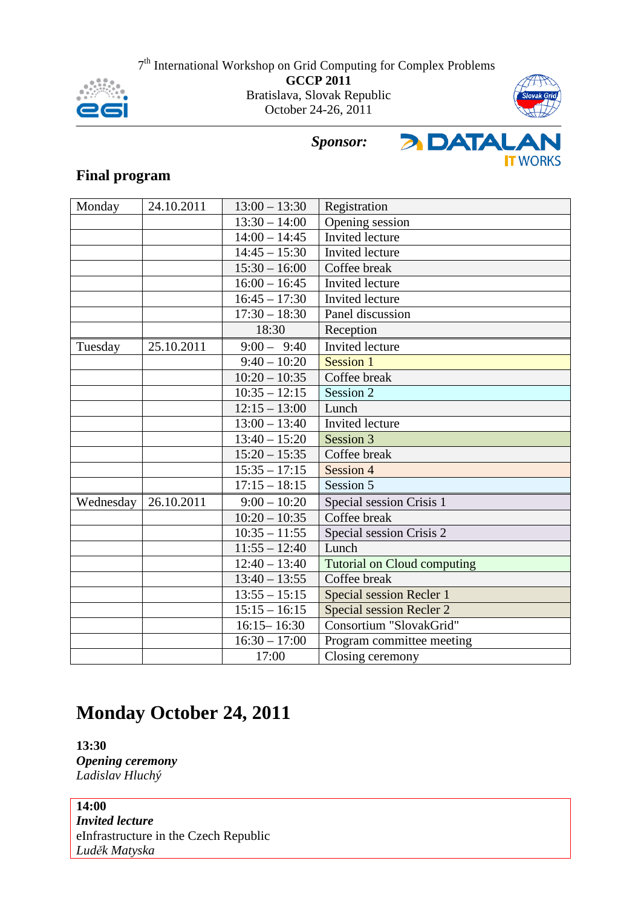7[th] International Workshop on Grid Computing for Complex Problems

**GCCP 2011**

Bratislava, Slovak Republic

October 24-26, 2011

***Sponsor:***

## Final program

| Monday | 24.10.2011 | 13:00 – 13:30 | Registration |
|---|---|---|---|
| | | 13:30 – 14:00 | Opening session |
| | | 14:00 – 14:45 | Invited lecture |
| | | 14:45 – 15:30 | Invited lecture |
| | | 15:30 – 16:00 | Coffee break |
| | | 16:00 – 16:45 | Invited lecture |
| | | 16:45 – 17:30 | Invited lecture |
| | | 17:30 – 18:30 | Panel discussion |
| | | 18:30 | Reception |
| Tuesday | 25.10.2011 | 9:00 – 9:40 | Invited lecture |
| | | 9:40 – 10:20 | Session 1 |
| | | 10:20 – 10:35 | Coffee break |
| | | 10:35 – 12:15 | Session 2 |
| | | 12:15 – 13:00 | Lunch |
| | | 13:00 – 13:40 | Invited lecture |
| | | 13:40 – 15:20 | Session 3 |
| | | 15:20 – 15:35 | Coffee break |
| | | 15:35 – 17:15 | Session 4 |
| | | 17:15 – 18:15 | Session 5 |
| Wednesday | 26.10.2011 | 9:00 – 10:20 | Special session Crisis 1 |
| | | 10:20 – 10:35 | Coffee break |
| | | 10:35 – 11:55 | Special session Crisis 2 |
| | | 11:55 – 12:40 | Lunch |
| | | 12:40 – 13:40 | Tutorial on Cloud computing |
| | | 13:40 – 13:55 | Coffee break |
| | | 13:55 – 15:15 | Special session Recler 1 |
| | | 15:15 – 16:15 | Special session Recler 2 |
| | | 16:15– 16:30 | Consortium "SlovakGrid" |
| | | 16:30 – 17:00 | Program committee meeting |
| | | 17:00 | Closing ceremony |

# Monday October 24, 2011

**13:30**
***Opening ceremony***
*Ladislav Hluchý*

**14:00**
***Invited lecture***
eInfrastructure in the Czech Republic
*Luděk Matyska*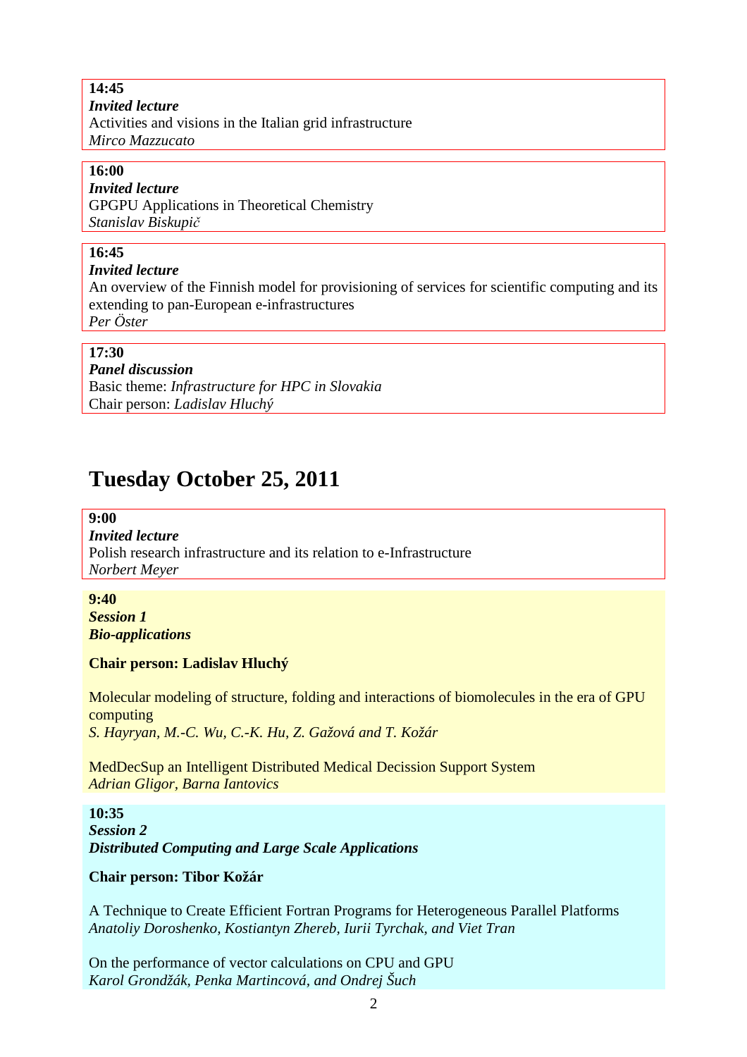**14:45**
***Invited lecture***
Activities and visions in the Italian grid infrastructure
*Mirco Mazzucato*

**16:00**
***Invited lecture***
GPGPU Applications in Theoretical Chemistry
*Stanislav Biskupič*

**16:45**
***Invited lecture***
An overview of the Finnish model for provisioning of services for scientific computing and its extending to pan-European e-infrastructures
*Per Öster*

**17:30**
***Panel discussion***
Basic theme: *Infrastructure for HPC in Slovakia*
Chair person: *Ladislav Hluchý*

# Tuesday October 25, 2011

**9:00**
***Invited lecture***
Polish research infrastructure and its relation to e-Infrastructure
*Norbert Meyer*

**9:40**
***Session 1***
***Bio-applications***

**Chair person: Ladislav Hluchý**

Molecular modeling of structure, folding and interactions of biomolecules in the era of GPU computing
*S. Hayryan, M.-C. Wu, C.-K. Hu, Z. Gažová and T. Kožár*

MedDecSup an Intelligent Distributed Medical Decission Support System
*Adrian Gligor, Barna Iantovics*

**10:35**
***Session 2***
***Distributed Computing and Large Scale Applications***

**Chair person: Tibor Kožár**

A Technique to Create Efficient Fortran Programs for Heterogeneous Parallel Platforms
*Anatoliy Doroshenko, Kostiantyn Zhereb, Iurii Tyrchak, and Viet Tran*

On the performance of vector calculations on CPU and GPU
*Karol Grondžák, Penka Martincová, and Ondrej Šuch*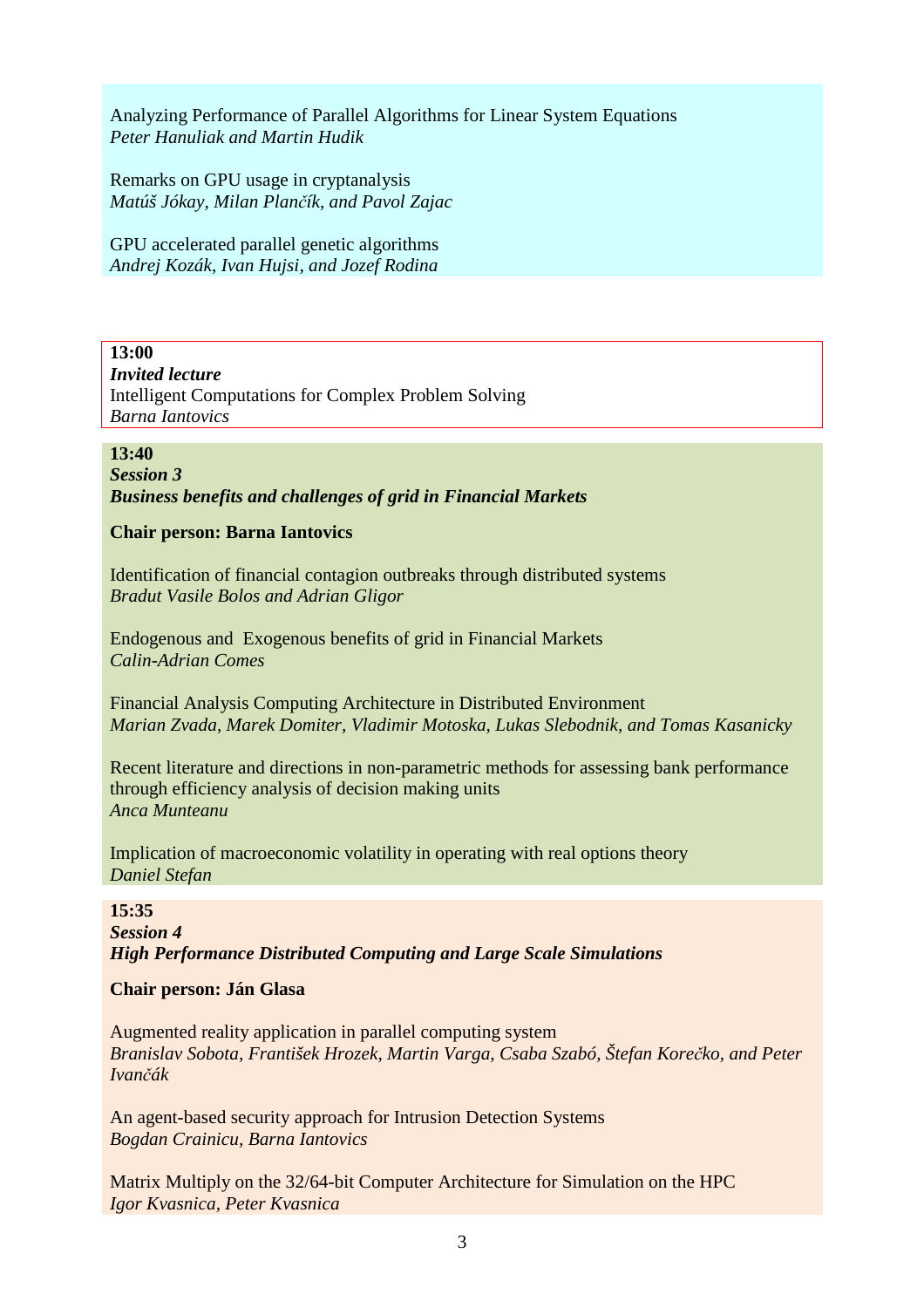Analyzing Performance of Parallel Algorithms for Linear System Equations
*Peter Hanuliak and Martin Hudik*

Remarks on GPU usage in cryptanalysis
*Matúš Jókay, Milan Plančík, and Pavol Zajac*

GPU accelerated parallel genetic algorithms
*Andrej Kozák, Ivan Hujsi, and Jozef Rodina*

**13:00**
***Invited lecture***
Intelligent Computations for Complex Problem Solving
*Barna Iantovics*

**13:40**
***Session 3***
***Business benefits and challenges of grid in Financial Markets***

**Chair person: Barna Iantovics**

Identification of financial contagion outbreaks through distributed systems
*Bradut Vasile Bolos and Adrian Gligor*

Endogenous and Exogenous benefits of grid in Financial Markets
*Calin-Adrian Comes*

Financial Analysis Computing Architecture in Distributed Environment
*Marian Zvada, Marek Domiter, Vladimir Motoska, Lukas Slebodnik, and Tomas Kasanicky*

Recent literature and directions in non-parametric methods for assessing bank performance through efficiency analysis of decision making units
*Anca Munteanu*

Implication of macroeconomic volatility in operating with real options theory
*Daniel Stefan*

**15:35**
***Session 4***
***High Performance Distributed Computing and Large Scale Simulations***

**Chair person: Ján Glasa**

Augmented reality application in parallel computing system
*Branislav Sobota, František Hrozek, Martin Varga, Csaba Szabó, Štefan Korečko, and Peter Ivančák*

An agent-based security approach for Intrusion Detection Systems
*Bogdan Crainicu, Barna Iantovics*

Matrix Multiply on the 32/64-bit Computer Architecture for Simulation on the HPC
*Igor Kvasnica, Peter Kvasnica*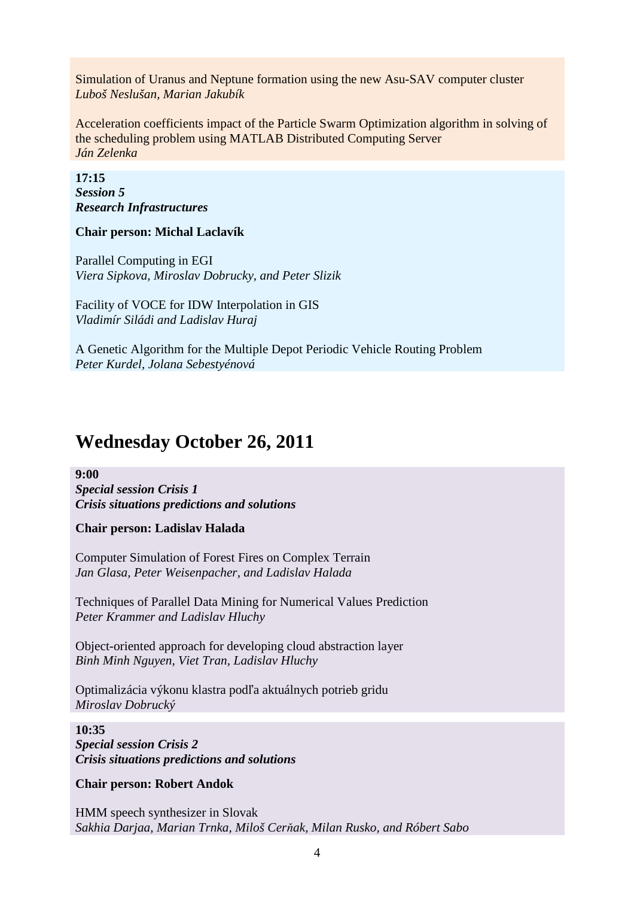Simulation of Uranus and Neptune formation using the new Asu-SAV computer cluster
*Luboš Neslušan, Marian Jakubík*

Acceleration coefficients impact of the Particle Swarm Optimization algorithm in solving of the scheduling problem using MATLAB Distributed Computing Server
*Ján Zelenka*

**17:15**
***Session 5***
***Research Infrastructures***

**Chair person: Michal Laclavík**

Parallel Computing in EGI
*Viera Sipkova, Miroslav Dobrucky, and Peter Slizik*

Facility of VOCE for IDW Interpolation in GIS
*Vladimír Siládi and Ladislav Huraj*

A Genetic Algorithm for the Multiple Depot Periodic Vehicle Routing Problem
*Peter Kurdel, Jolana Sebestyénová*

# Wednesday October 26, 2011

**9:00**
***Special session Crisis 1***
***Crisis situations predictions and solutions***

**Chair person: Ladislav Halada**

Computer Simulation of Forest Fires on Complex Terrain
*Jan Glasa, Peter Weisenpacher, and Ladislav Halada*

Techniques of Parallel Data Mining for Numerical Values Prediction
*Peter Krammer and Ladislav Hluchy*

Object-oriented approach for developing cloud abstraction layer
*Binh Minh Nguyen, Viet Tran, Ladislav Hluchy*

Optimalizácia výkonu klastra podľa aktuálnych potrieb gridu
*Miroslav Dobrucký*

**10:35**
***Special session Crisis 2***
***Crisis situations predictions and solutions***

**Chair person: Robert Andok**

HMM speech synthesizer in Slovak
*Sakhia Darjaa, Marian Trnka, Miloš Cerňak, Milan Rusko, and Róbert Sabo*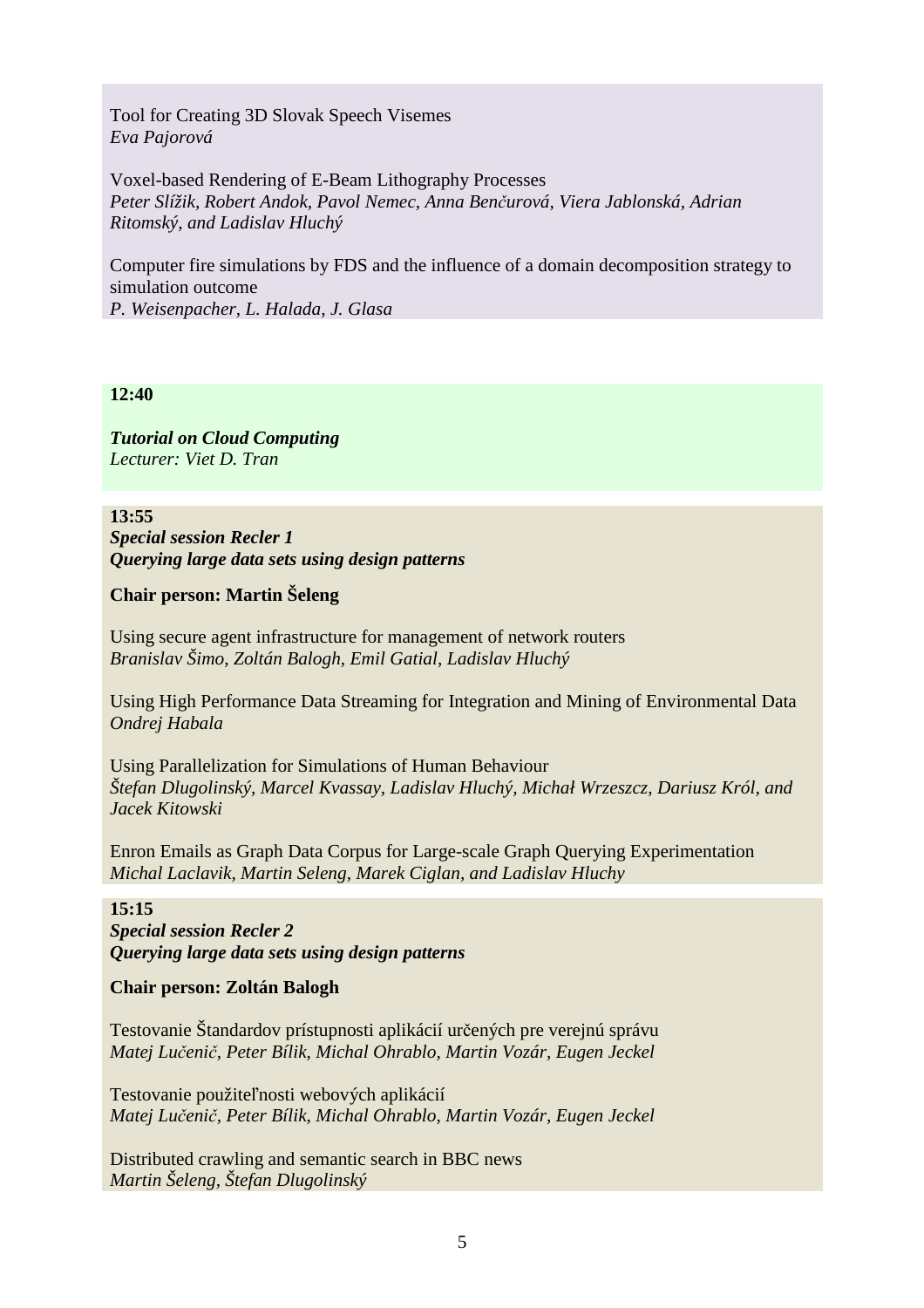Tool for Creating 3D Slovak Speech Visemes
*Eva Pajorová*

Voxel-based Rendering of E-Beam Lithography Processes
*Peter Slížik, Robert Andok, Pavol Nemec, Anna Benčurová, Viera Jablonská, Adrian Ritomský, and Ladislav Hluchý*

Computer fire simulations by FDS and the influence of a domain decomposition strategy to simulation outcome
*P. Weisenpacher, L. Halada, J. Glasa*

**12:40**

***Tutorial on Cloud Computing***
*Lecturer: Viet D. Tran*

**13:55**
***Special session Recler 1***
***Querying large data sets using design patterns***

**Chair person: Martin Šeleng**

Using secure agent infrastructure for management of network routers
*Branislav Šimo, Zoltán Balogh, Emil Gatial, Ladislav Hluchý*

Using High Performance Data Streaming for Integration and Mining of Environmental Data
*Ondrej Habala*

Using Parallelization for Simulations of Human Behaviour
*Štefan Dlugolinský, Marcel Kvassay, Ladislav Hluchý, Michał Wrzeszcz, Dariusz Król, and Jacek Kitowski*

Enron Emails as Graph Data Corpus for Large-scale Graph Querying Experimentation
*Michal Laclavik, Martin Seleng, Marek Ciglan, and Ladislav Hluchy*

**15:15**
***Special session Recler 2***
***Querying large data sets using design patterns***

**Chair person: Zoltán Balogh**

Testovanie Štandardov prístupnosti aplikácií určených pre verejnú správu
*Matej Lučenič, Peter Bílik, Michal Ohrablo, Martin Vozár, Eugen Jeckel*

Testovanie použiteľnosti webových aplikácií
*Matej Lučenič, Peter Bílik, Michal Ohrablo, Martin Vozár, Eugen Jeckel*

Distributed crawling and semantic search in BBC news
*Martin Šeleng, Štefan Dlugolinský*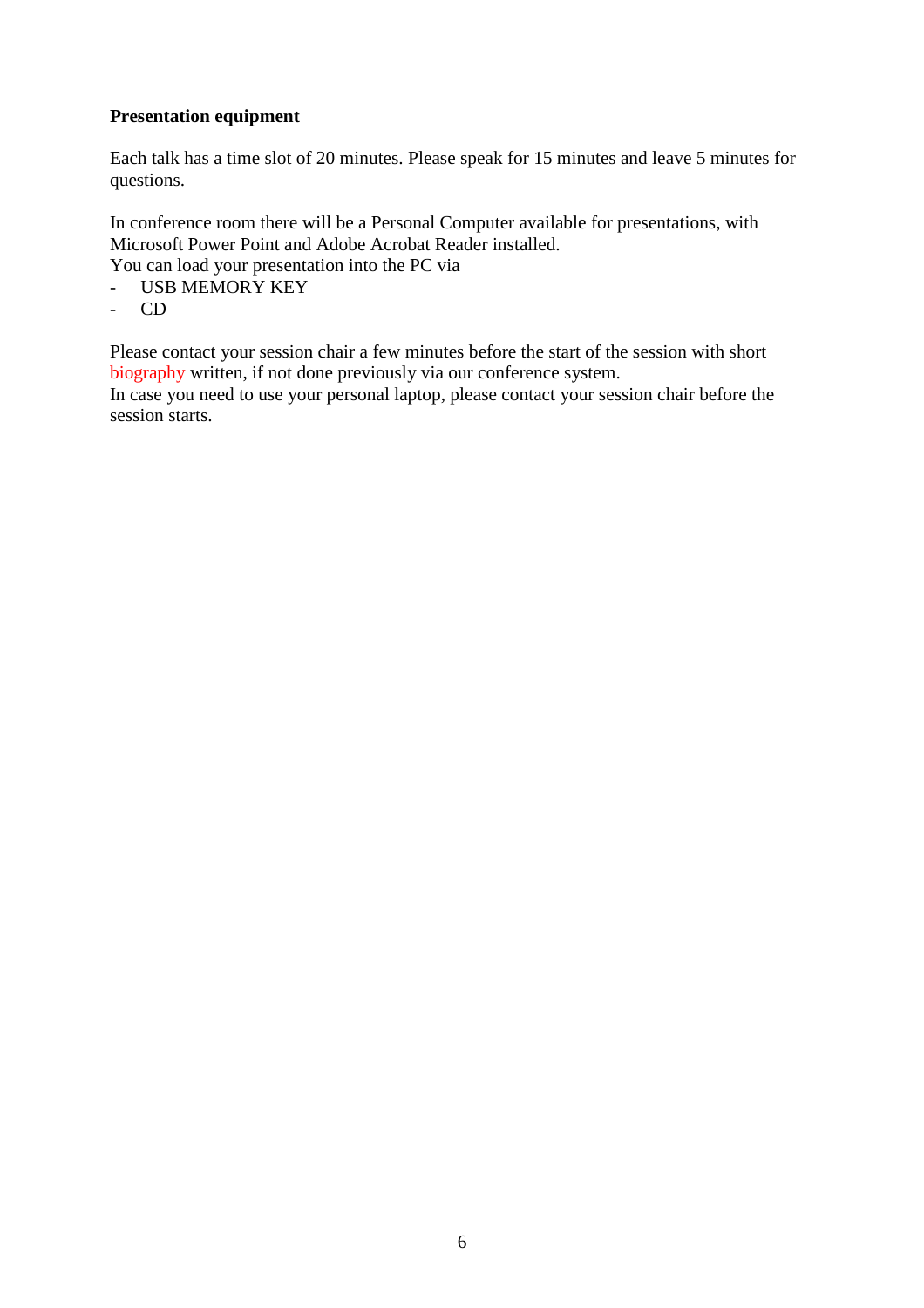**Presentation equipment**

Each talk has a time slot of 20 minutes. Please speak for 15 minutes and leave 5 minutes for questions.

In conference room there will be a Personal Computer available for presentations, with Microsoft Power Point and Adobe Acrobat Reader installed.
You can load your presentation into the PC via

- USB MEMORY KEY
- CD

Please contact your session chair a few minutes before the start of the session with short biography written, if not done previously via our conference system.
In case you need to use your personal laptop, please contact your session chair before the session starts.